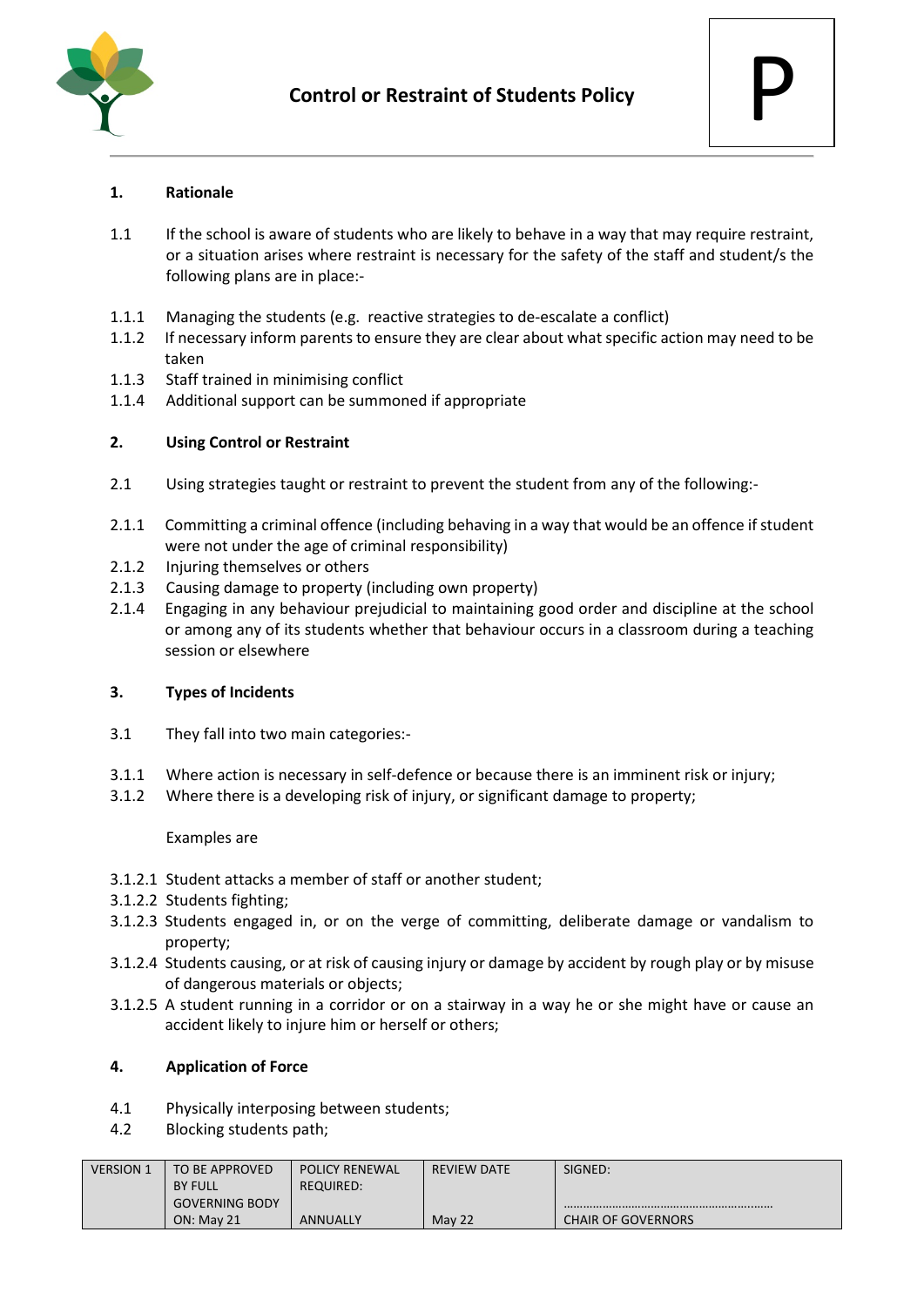# Control or Restraint of Students Policy

P

## 1. Rationale

1.1 If the school is aware of students who are likely to behave in a way that may require restraint, or a situation arises where restraint is necessary for the safety of the staff and student/s the following plans are in place:-

1.1.1 Managing the students (e.g. reactive strategies to de-escalate a conflict)
1.1.2 If necessary inform parents to ensure they are clear about what specific action may need to be taken
1.1.3 Staff trained in minimising conflict
1.1.4 Additional support can be summoned if appropriate

## 2. Using Control or Restraint

2.1 Using strategies taught or restraint to prevent the student from any of the following:-

2.1.1 Committing a criminal offence (including behaving in a way that would be an offence if student were not under the age of criminal responsibility)
2.1.2 Injuring themselves or others
2.1.3 Causing damage to property (including own property)
2.1.4 Engaging in any behaviour prejudicial to maintaining good order and discipline at the school or among any of its students whether that behaviour occurs in a classroom during a teaching session or elsewhere

## 3. Types of Incidents

3.1 They fall into two main categories:-

3.1.1 Where action is necessary in self-defence or because there is an imminent risk or injury;
3.1.2 Where there is a developing risk of injury, or significant damage to property;

Examples are

3.1.2.1 Student attacks a member of staff or another student;
3.1.2.2 Students fighting;
3.1.2.3 Students engaged in, or on the verge of committing, deliberate damage or vandalism to property;
3.1.2.4 Students causing, or at risk of causing injury or damage by accident by rough play or by misuse of dangerous materials or objects;
3.1.2.5 A student running in a corridor or on a stairway in a way he or she might have or cause an accident likely to injure him or herself or others;

## 4. Application of Force

4.1 Physically interposing between students;
4.2 Blocking students path;

| VERSION 1 | TO BE APPROVED BY FULL GOVERNING BODY ON: May 21 | POLICY RENEWAL REQUIRED: ANNUALLY | REVIEW DATE May 22 | SIGNED: ……………………………………………………… CHAIR OF GOVERNORS |
|---|---|---|---|---|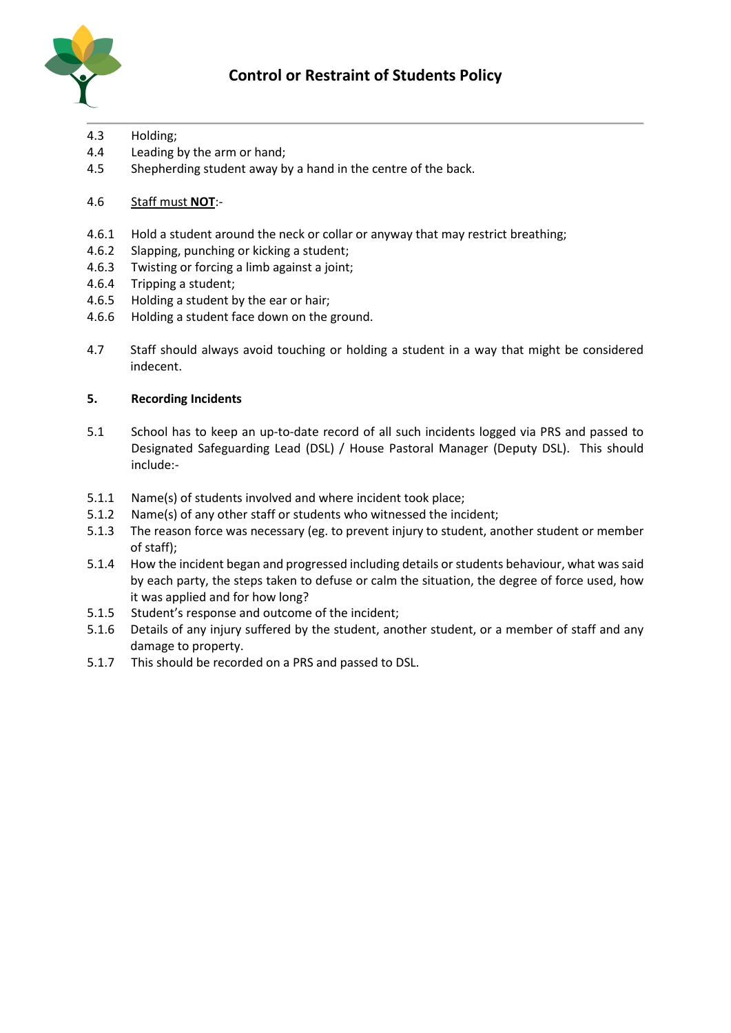4.3 Holding;
4.4 Leading by the arm or hand;
4.5 Shepherding student away by a hand in the centre of the back.

4.6 <u>Staff must **NOT**</u>:-

4.6.1 Hold a student around the neck or collar or anyway that may restrict breathing;
4.6.2 Slapping, punching or kicking a student;
4.6.3 Twisting or forcing a limb against a joint;
4.6.4 Tripping a student;
4.6.5 Holding a student by the ear or hair;
4.6.6 Holding a student face down on the ground.

4.7 Staff should always avoid touching or holding a student in a way that might be considered indecent.

## 5. Recording Incidents

5.1 School has to keep an up-to-date record of all such incidents logged via PRS and passed to Designated Safeguarding Lead (DSL) / House Pastoral Manager (Deputy DSL). This should include:-

5.1.1 Name(s) of students involved and where incident took place;
5.1.2 Name(s) of any other staff or students who witnessed the incident;
5.1.3 The reason force was necessary (eg. to prevent injury to student, another student or member of staff);
5.1.4 How the incident began and progressed including details or students behaviour, what was said by each party, the steps taken to defuse or calm the situation, the degree of force used, how it was applied and for how long?
5.1.5 Student's response and outcome of the incident;
5.1.6 Details of any injury suffered by the student, another student, or a member of staff and any damage to property.
5.1.7 This should be recorded on a PRS and passed to DSL.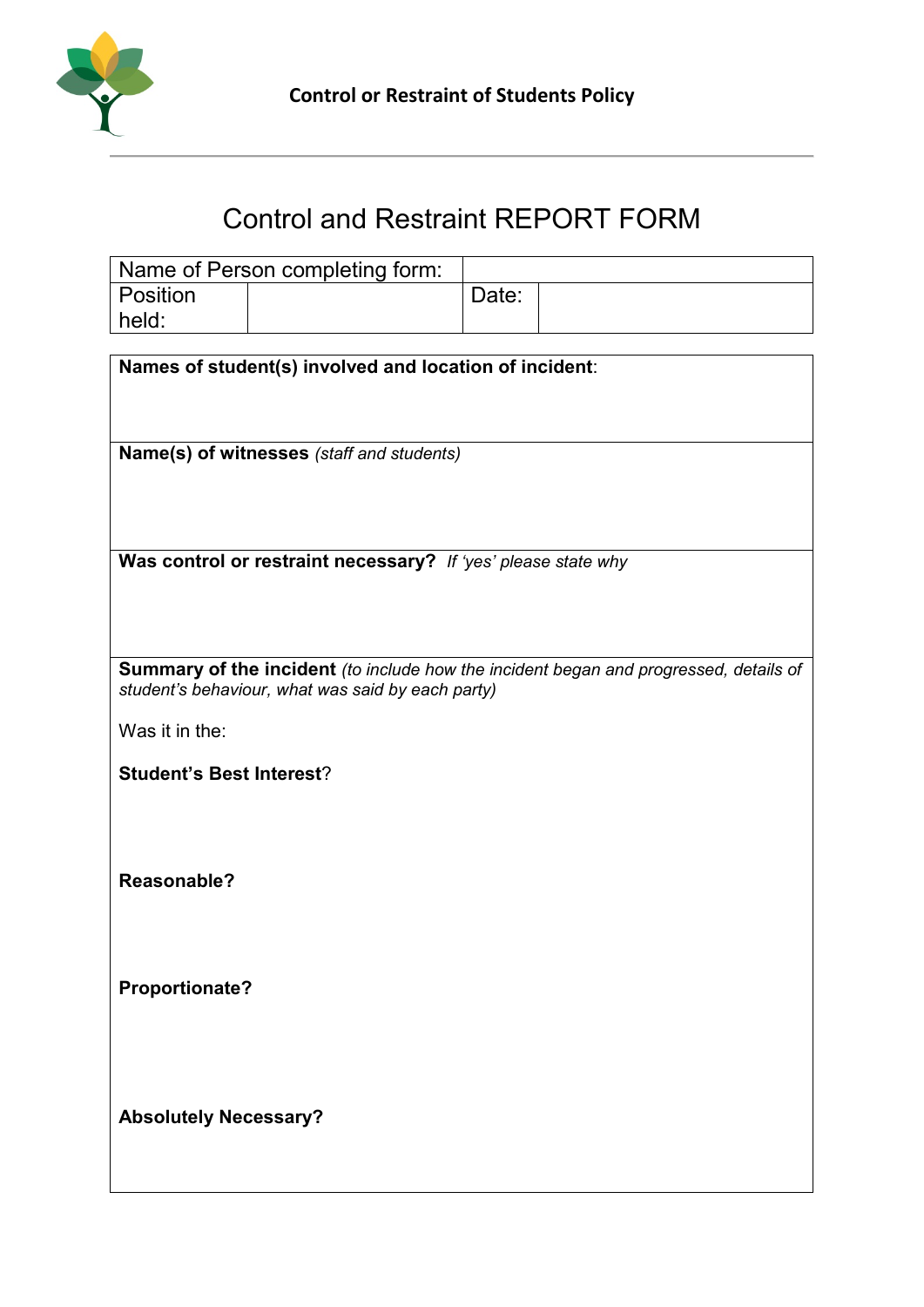# Control and Restraint REPORT FORM

| Name of Person completing form: | | | |
|---|---|---|---|
| Position held: | | Date: | |

**Names of student(s) involved and location of incident**:

**Name(s) of witnesses** *(staff and students)*

**Was control or restraint necessary?** *If 'yes' please state why*

**Summary of the incident** *(to include how the incident began and progressed, details of student's behaviour, what was said by each party)*

Was it in the:

**Student's Best Interest**?

**Reasonable?**

**Proportionate?**

**Absolutely Necessary?**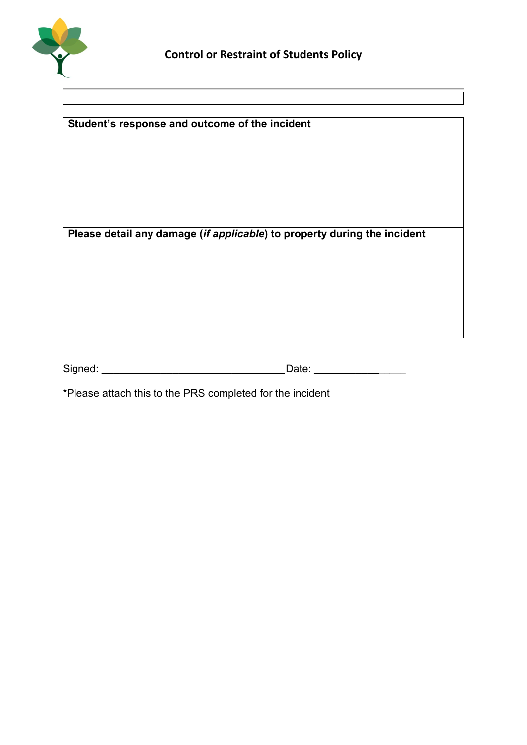| |
|---|
| |

| **Student's response and outcome of the incident** |
|---|
| **Please detail any damage (*if applicable*) to property during the incident** |

Signed: ______________________________ Date: _______________

*Please attach this to the PRS completed for the incident